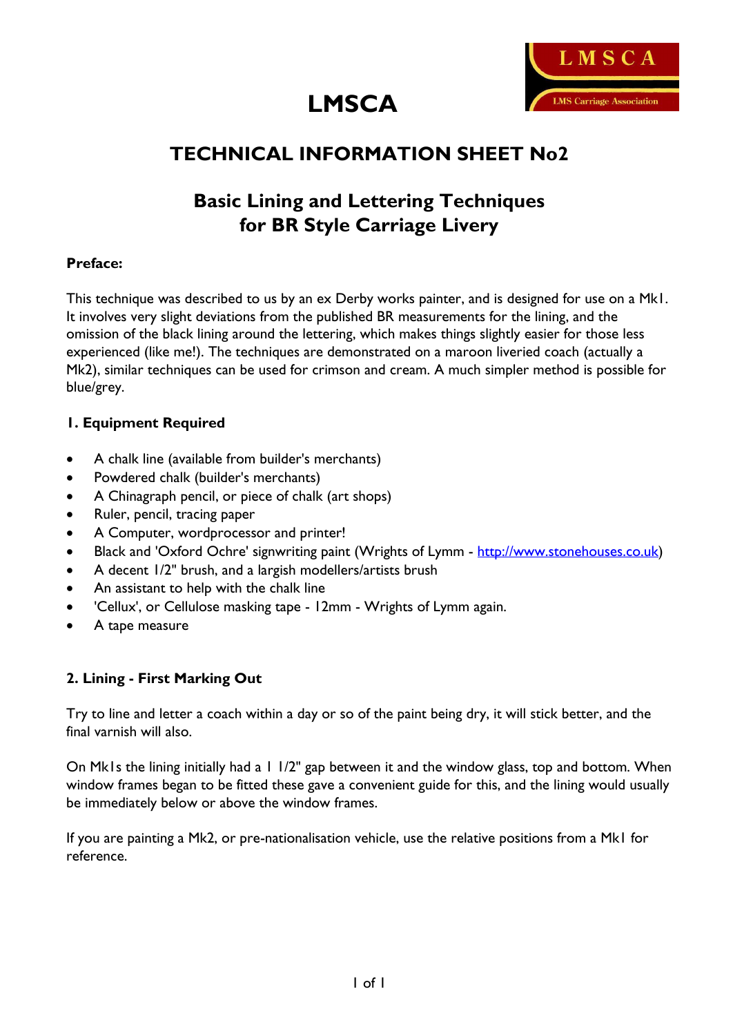# LMSCA

## TECHNICAL INFORMATION SHEET No2

## Basic Lining and Lettering Techniques for BR Style Carriage Livery

**Preface:**

This technique was described to us by an ex Derby works painter, and is designed for use on a Mk1. It involves very slight deviations from the published BR measurements for the lining, and the omission of the black lining around the lettering, which makes things slightly easier for those less experienced (like me!). The techniques are demonstrated on a maroon liveried coach (actually a Mk2), similar techniques can be used for crimson and cream. A much simpler method is possible for blue/grey.

### 1. Equipment Required

- A chalk line (available from builder's merchants)
- Powdered chalk (builder's merchants)
- A Chinagraph pencil, or piece of chalk (art shops)
- Ruler, pencil, tracing paper
- A Computer, wordprocessor and printer!
- Black and 'Oxford Ochre' signwriting paint (Wrights of Lymm - [http://www.stonehouses.co.uk](http://www.stonehouses.co.uk))
- A decent 1/2" brush, and a largish modellers/artists brush
- An assistant to help with the chalk line
- 'Cellux', or Cellulose masking tape - 12mm - Wrights of Lymm again.
- A tape measure

### 2. Lining - First Marking Out

Try to line and letter a coach within a day or so of the paint being dry, it will stick better, and the final varnish will also.

On Mk1s the lining initially had a 1 1/2" gap between it and the window glass, top and bottom. When window frames began to be fitted these gave a convenient guide for this, and the lining would usually be immediately below or above the window frames.

If you are painting a Mk2, or pre-nationalisation vehicle, use the relative positions from a Mk1 for reference.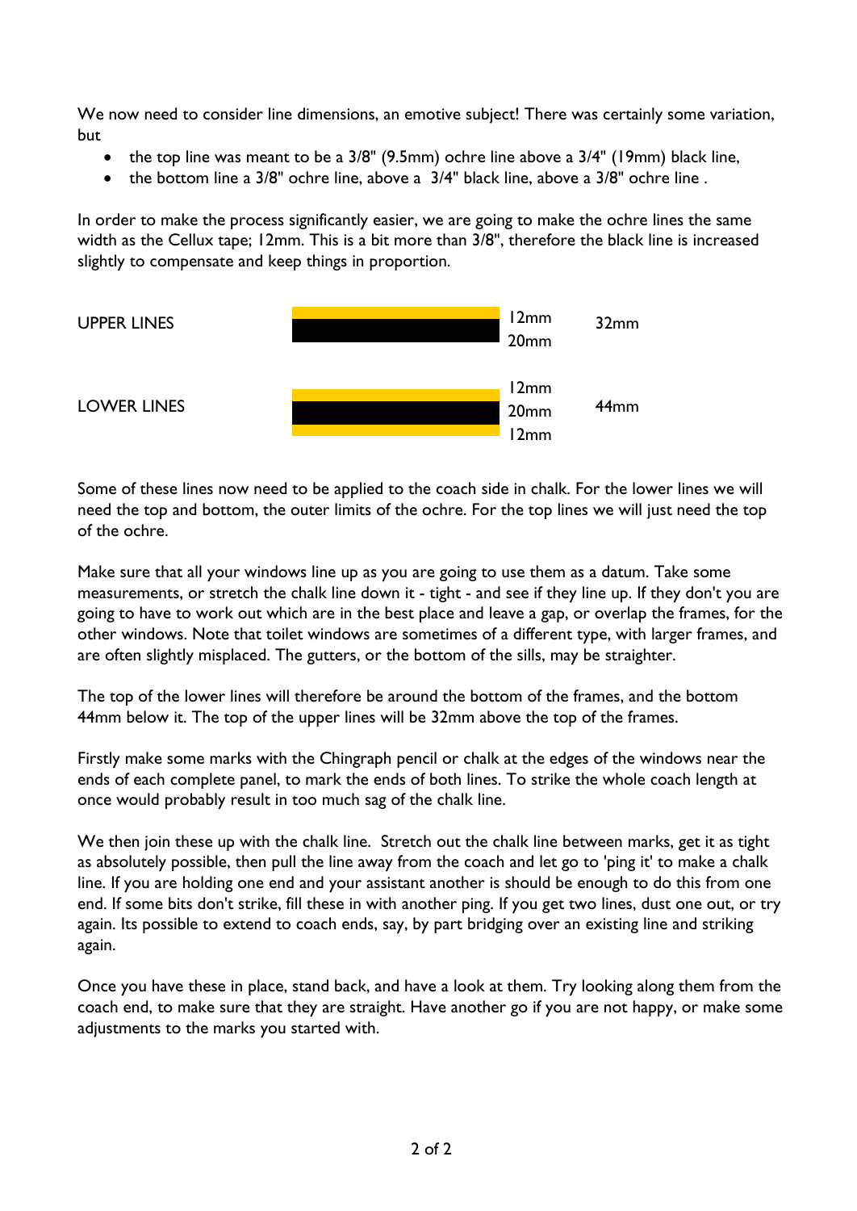We now need to consider line dimensions, an emotive subject! There was certainly some variation, but

- the top line was meant to be a 3/8" (9.5mm) ochre line above a 3/4" (19mm) black line,
- the bottom line a 3/8" ochre line, above a 3/4" black line, above a 3/8" ochre line .

In order to make the process significantly easier, we are going to make the ochre lines the same width as the Cellux tape; 12mm. This is a bit more than 3/8", therefore the black line is increased slightly to compensate and keep things in proportion.

| | Line | Width | Total |
|---|---|---|---|
| UPPER LINES | ochre | 12mm | 32mm |
| | black | 20mm | |
| LOWER LINES | ochre | 12mm | 44mm |
| | black | 20mm | |
| | ochre | 12mm | |

Some of these lines now need to be applied to the coach side in chalk. For the lower lines we will need the top and bottom, the outer limits of the ochre. For the top lines we will just need the top of the ochre.

Make sure that all your windows line up as you are going to use them as a datum. Take some measurements, or stretch the chalk line down it - tight - and see if they line up. If they don't you are going to have to work out which are in the best place and leave a gap, or overlap the frames, for the other windows. Note that toilet windows are sometimes of a different type, with larger frames, and are often slightly misplaced. The gutters, or the bottom of the sills, may be straighter.

The top of the lower lines will therefore be around the bottom of the frames, and the bottom 44mm below it. The top of the upper lines will be 32mm above the top of the frames.

Firstly make some marks with the Chingraph pencil or chalk at the edges of the windows near the ends of each complete panel, to mark the ends of both lines. To strike the whole coach length at once would probably result in too much sag of the chalk line.

We then join these up with the chalk line. Stretch out the chalk line between marks, get it as tight as absolutely possible, then pull the line away from the coach and let go to 'ping it' to make a chalk line. If you are holding one end and your assistant another is should be enough to do this from one end. If some bits don't strike, fill these in with another ping. If you get two lines, dust one out, or try again. Its possible to extend to coach ends, say, by part bridging over an existing line and striking again.

Once you have these in place, stand back, and have a look at them. Try looking along them from the coach end, to make sure that they are straight. Have another go if you are not happy, or make some adjustments to the marks you started with.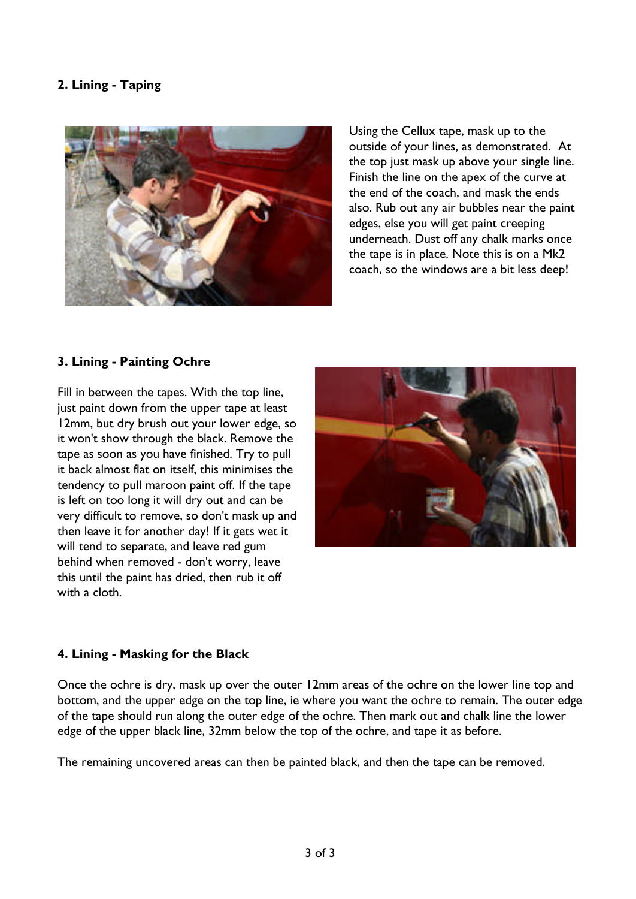## 2. Lining - Taping

Using the Cellux tape, mask up to the outside of your lines, as demonstrated. At the top just mask up above your single line. Finish the line on the apex of the curve at the end of the coach, and mask the ends also. Rub out any air bubbles near the paint edges, else you will get paint creeping underneath. Dust off any chalk marks once the tape is in place. Note this is on a Mk2 coach, so the windows are a bit less deep!

## 3. Lining - Painting Ochre

Fill in between the tapes. With the top line, just paint down from the upper tape at least 12mm, but dry brush out your lower edge, so it won't show through the black. Remove the tape as soon as you have finished. Try to pull it back almost flat on itself, this minimises the tendency to pull maroon paint off. If the tape is left on too long it will dry out and can be very difficult to remove, so don't mask up and then leave it for another day! If it gets wet it will tend to separate, and leave red gum behind when removed - don't worry, leave this until the paint has dried, then rub it off with a cloth.

## 4. Lining - Masking for the Black

Once the ochre is dry, mask up over the outer 12mm areas of the ochre on the lower line top and bottom, and the upper edge on the top line, ie where you want the ochre to remain. The outer edge of the tape should run along the outer edge of the ochre. Then mark out and chalk line the lower edge of the upper black line, 32mm below the top of the ochre, and tape it as before.

The remaining uncovered areas can then be painted black, and then the tape can be removed.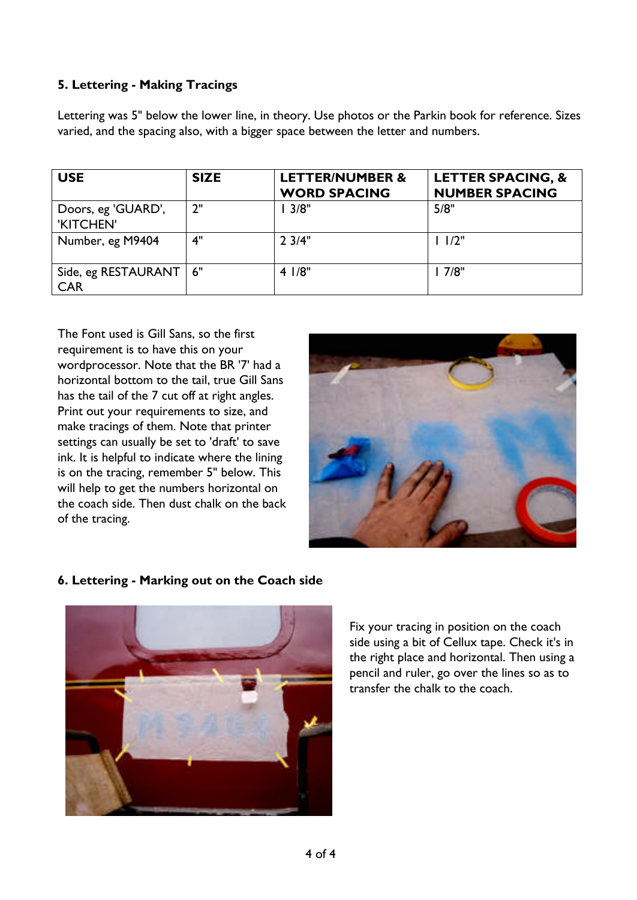### 5. Lettering - Making Tracings

Lettering was 5" below the lower line, in theory. Use photos or the Parkin book for reference. Sizes varied, and the spacing also, with a bigger space between the letter and numbers.

| USE | SIZE | LETTER/NUMBER & WORD SPACING | LETTER SPACING, & NUMBER SPACING |
|---|---|---|---|
| Doors, eg 'GUARD', 'KITCHEN' | 2" | 1 3/8" | 5/8" |
| Number, eg M9404 | 4" | 2 3/4" | 1 1/2" |
| Side, eg RESTAURANT CAR | 6" | 4 1/8" | 1 7/8" |

The Font used is Gill Sans, so the first requirement is to have this on your wordprocessor. Note that the BR '7' had a horizontal bottom to the tail, true Gill Sans has the tail of the 7 cut off at right angles. Print out your requirements to size, and make tracings of them. Note that printer settings can usually be set to 'draft' to save ink. It is helpful to indicate where the lining is on the tracing, remember 5" below. This will help to get the numbers horizontal on the coach side. Then dust chalk on the back of the tracing.

### 6. Lettering - Marking out on the Coach side

Fix your tracing in position on the coach side using a bit of Cellux tape. Check it's in the right place and horizontal. Then using a pencil and ruler, go over the lines so as to transfer the chalk to the coach.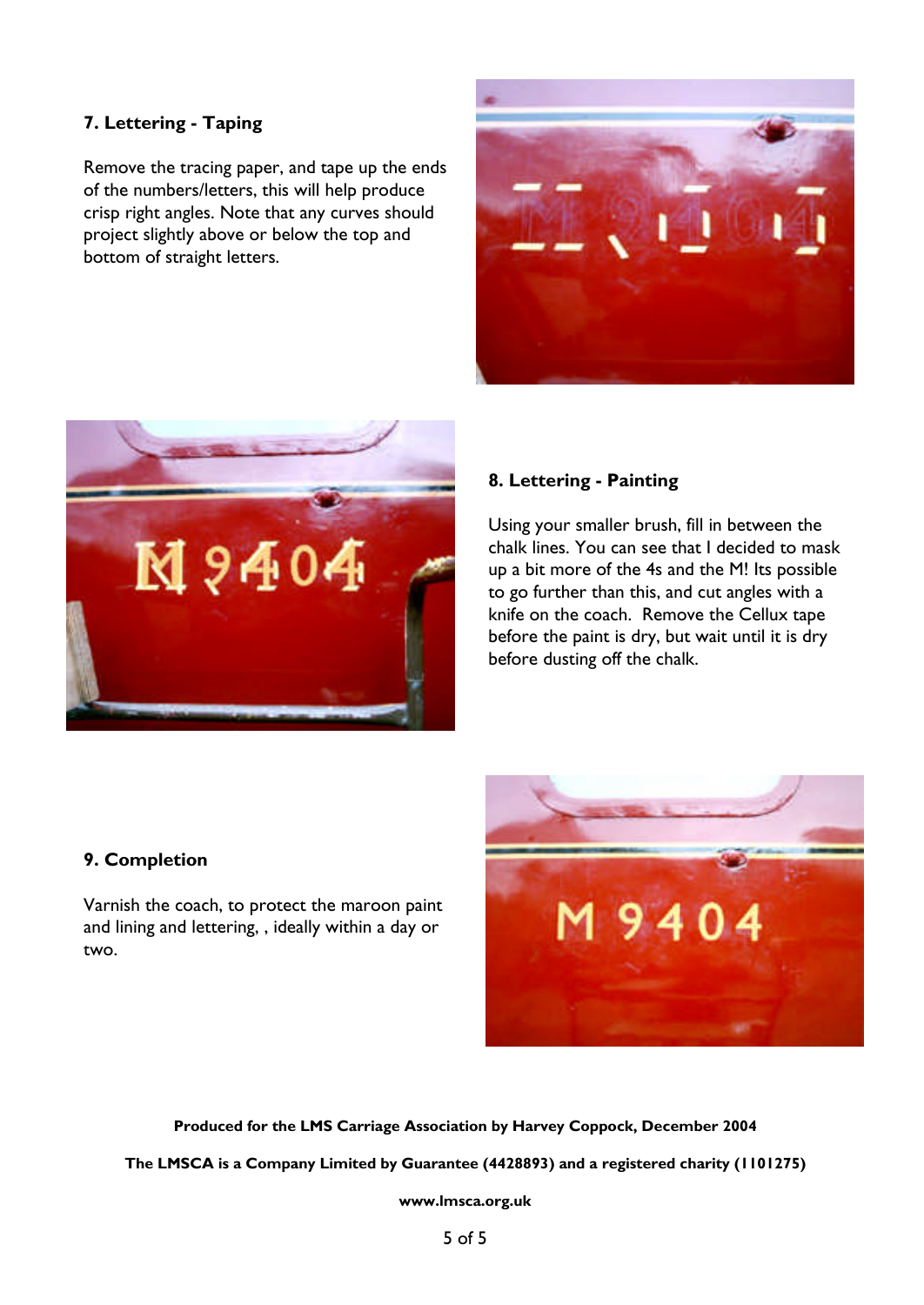### 7. Lettering - Taping

Remove the tracing paper, and tape up the ends of the numbers/letters, this will help produce crisp right angles. Note that any curves should project slightly above or below the top and bottom of straight letters.

### 8. Lettering - Painting

Using your smaller brush, fill in between the chalk lines. You can see that I decided to mask up a bit more of the 4s and the M! Its possible to go further than this, and cut angles with a knife on the coach. Remove the Cellux tape before the paint is dry, but wait until it is dry before dusting off the chalk.

### 9. Completion

Varnish the coach, to protect the maroon paint and lining and lettering, , ideally within a day or two.

**Produced for the LMS Carriage Association by Harvey Coppock, December 2004**

**The LMSCA is a Company Limited by Guarantee (4428893) and a registered charity (1101275)**

**www.lmsca.org.uk**